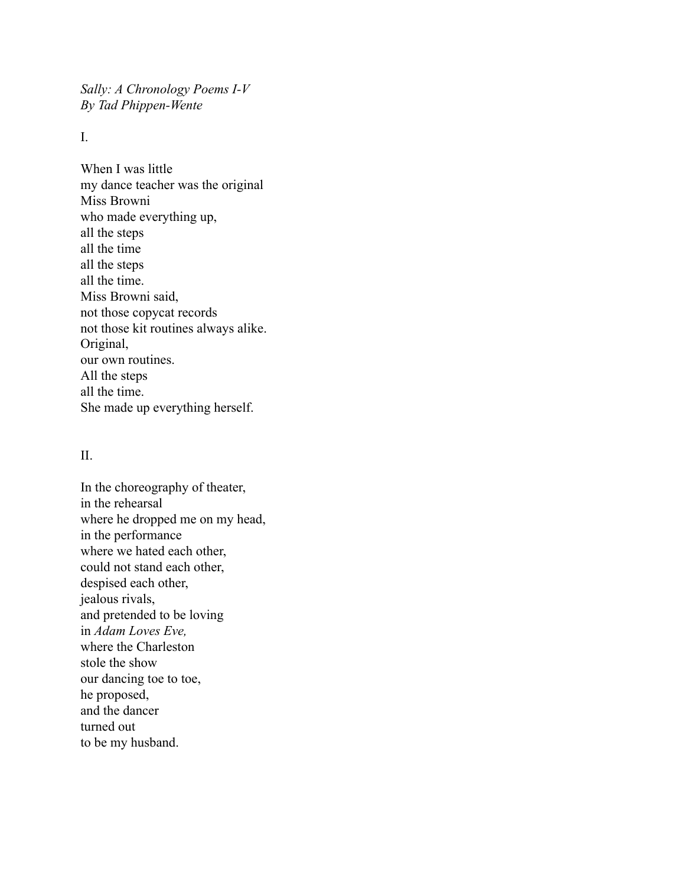*Sally: A Chronology Poems I-V*
*By Tad Phippen-Wente*

I.

When I was little
my dance teacher was the original
Miss Browni
who made everything up,
all the steps
all the time
all the steps
all the time.
Miss Browni said,
not those copycat records
not those kit routines always alike.
Original,
our own routines.
All the steps
all the time.
She made up everything herself.

II.

In the choreography of theater,
in the rehearsal
where he dropped me on my head,
in the performance
where we hated each other,
could not stand each other,
despised each other,
jealous rivals,
and pretended to be loving
in *Adam Loves Eve,*
where the Charleston
stole the show
our dancing toe to toe,
he proposed,
and the dancer
turned out
to be my husband.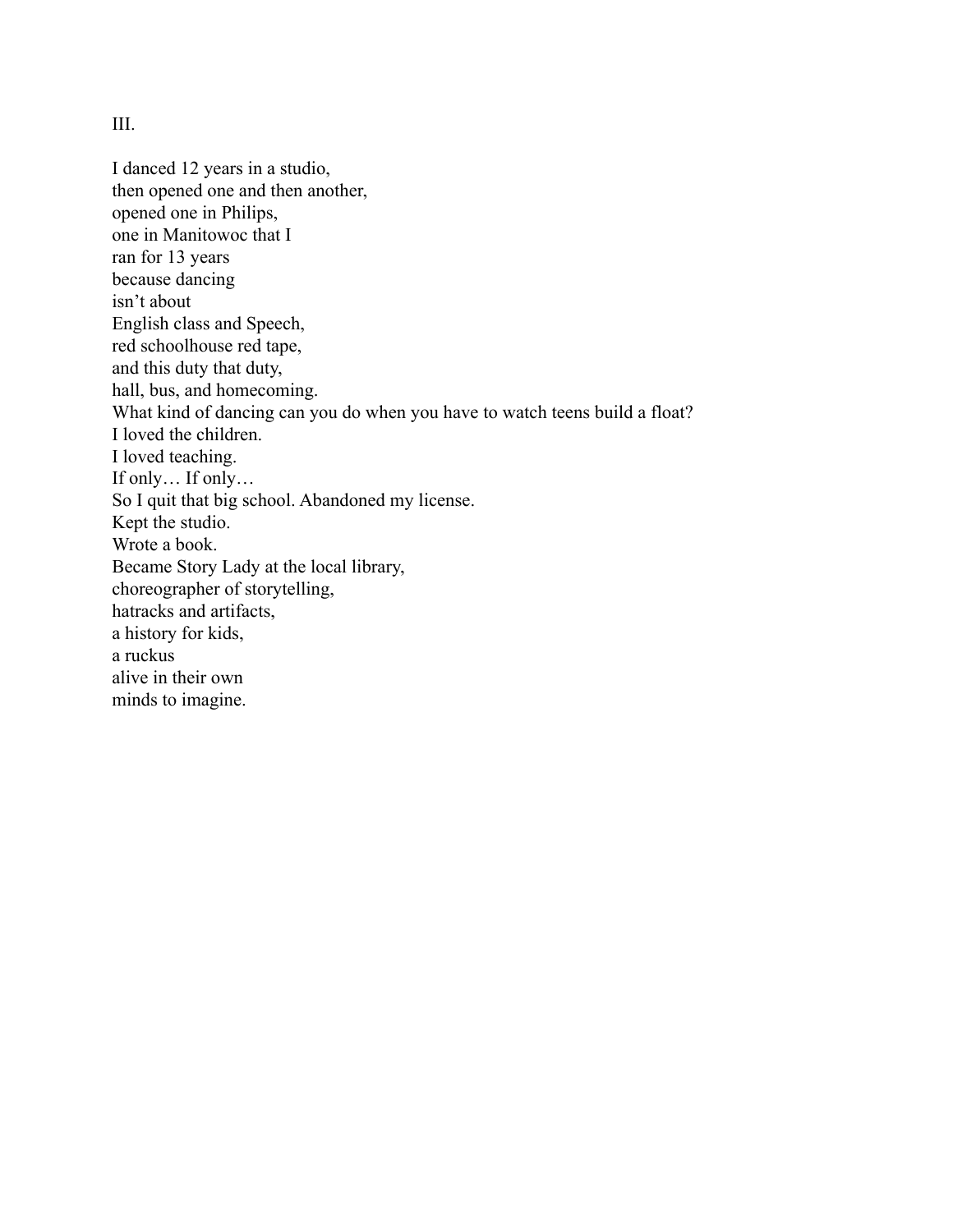III.

I danced 12 years in a studio,  
then opened one and then another,  
opened one in Philips,  
one in Manitowoc that I  
ran for 13 years  
because dancing  
isn't about  
English class and Speech,  
red schoolhouse red tape,  
and this duty that duty,  
hall, bus, and homecoming.  
What kind of dancing can you do when you have to watch teens build a float?  
I loved the children.  
I loved teaching.  
If only… If only…  
So I quit that big school. Abandoned my license.  
Kept the studio.  
Wrote a book.  
Became Story Lady at the local library,  
choreographer of storytelling,  
hatracks and artifacts,  
a history for kids,  
a ruckus  
alive in their own  
minds to imagine.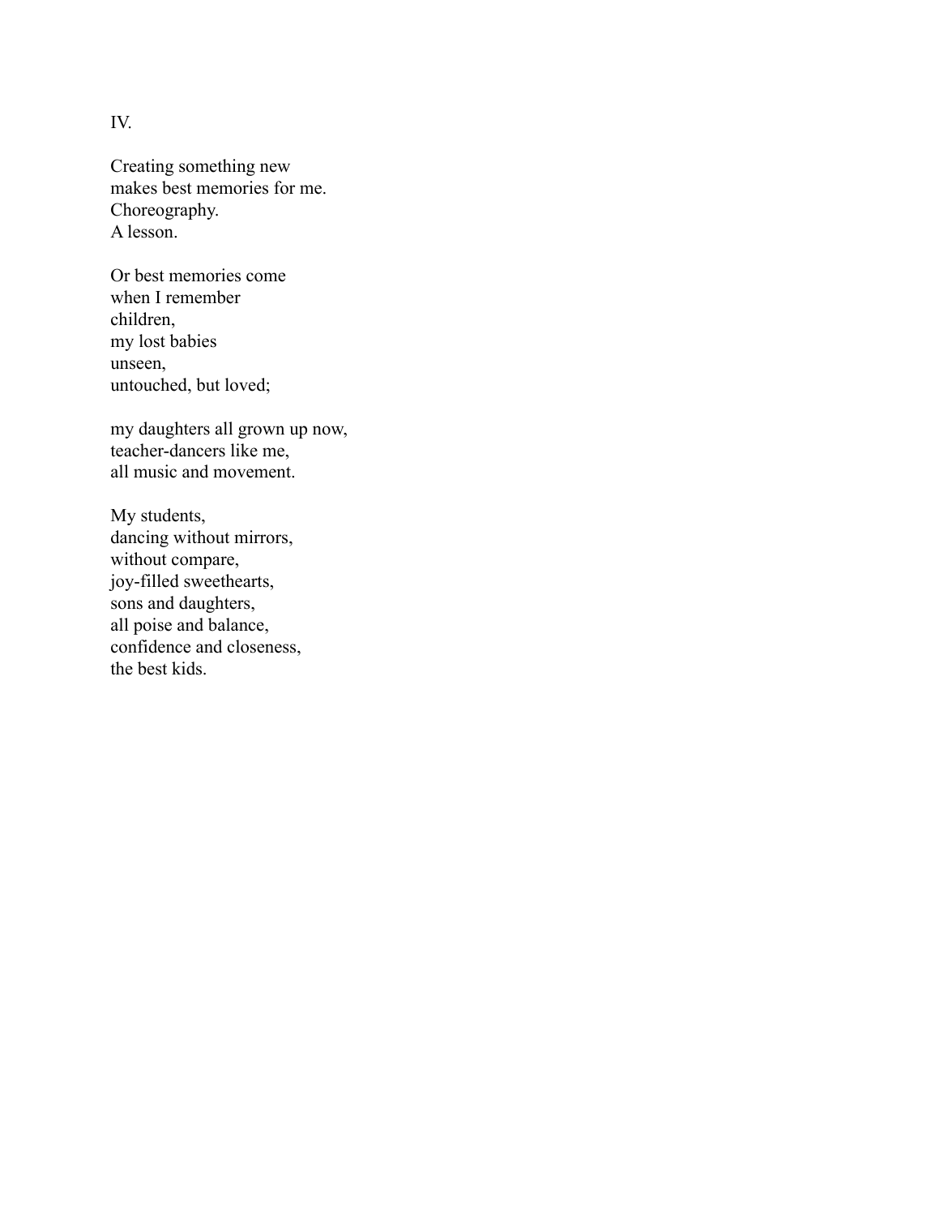IV.

Creating something new  
makes best memories for me.  
Choreography.  
A lesson.

Or best memories come  
when I remember  
children,  
my lost babies  
unseen,  
untouched, but loved;

my daughters all grown up now,  
teacher-dancers like me,  
all music and movement.

My students,  
dancing without mirrors,  
without compare,  
joy-filled sweethearts,  
sons and daughters,  
all poise and balance,  
confidence and closeness,  
the best kids.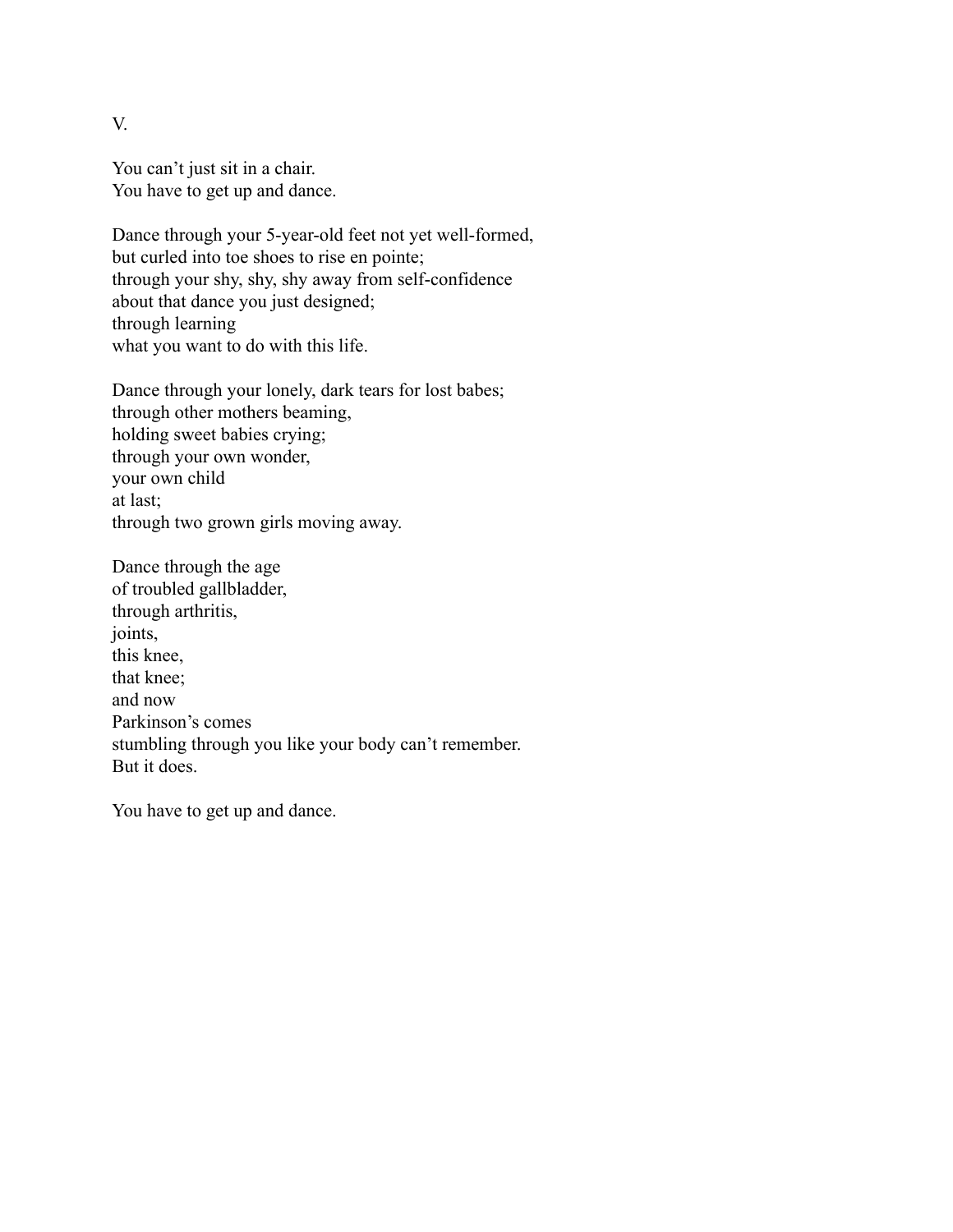V.

You can't just sit in a chair.  
You have to get up and dance.

Dance through your 5-year-old feet not yet well-formed,  
but curled into toe shoes to rise en pointe;  
through your shy, shy, shy away from self-confidence  
about that dance you just designed;  
through learning  
what you want to do with this life.

Dance through your lonely, dark tears for lost babes;  
through other mothers beaming,  
holding sweet babies crying;  
through your own wonder,  
your own child  
at last;  
through two grown girls moving away.

Dance through the age  
of troubled gallbladder,  
through arthritis,  
joints,  
this knee,  
that knee;  
and now  
Parkinson's comes  
stumbling through you like your body can't remember.  
But it does.

You have to get up and dance.